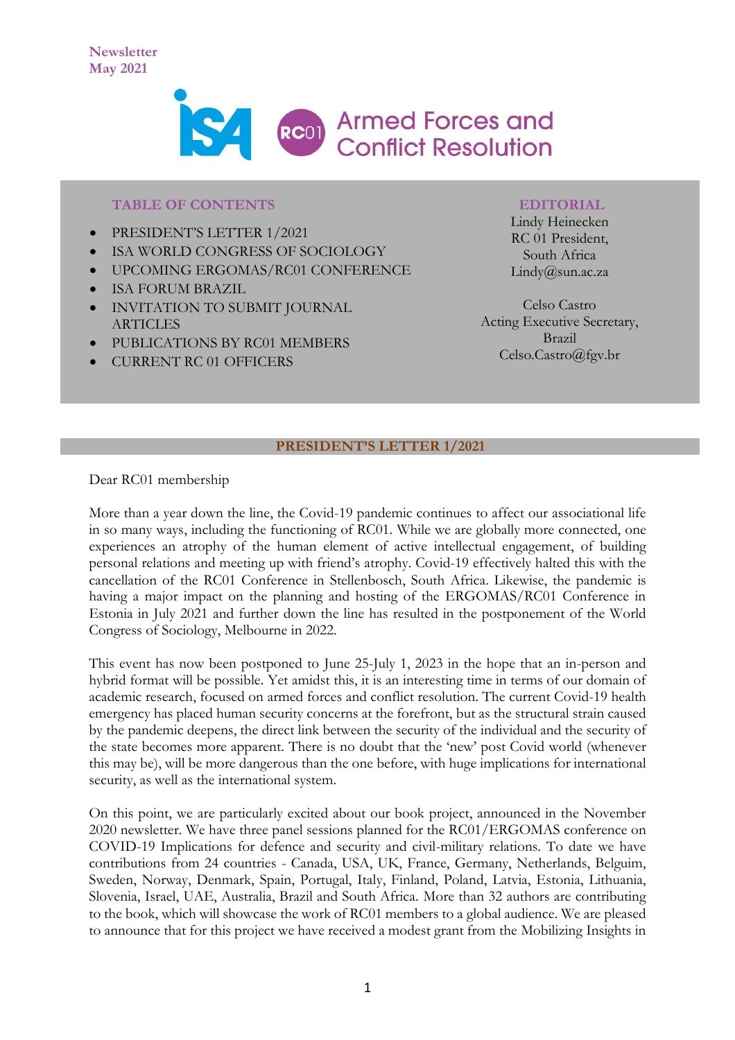Newsletter
May 2021

ISA RC01 Armed Forces and Conflict Resolution

**TABLE OF CONTENTS**

- PRESIDENT'S LETTER 1/2021
- ISA WORLD CONGRESS OF SOCIOLOGY
- UPCOMING ERGOMAS/RC01 CONFERENCE
- ISA FORUM BRAZIL
- INVITATION TO SUBMIT JOURNAL ARTICLES
- PUBLICATIONS BY RC01 MEMBERS
- CURRENT RC 01 OFFICERS

**EDITORIAL**

Lindy Heinecken
RC 01 President,
South Africa
Lindy@sun.ac.za

Celso Castro
Acting Executive Secretary,
Brazil
Celso.Castro@fgv.br

## PRESIDENT'S LETTER 1/2021

Dear RC01 membership

More than a year down the line, the Covid-19 pandemic continues to affect our associational life in so many ways, including the functioning of RC01. While we are globally more connected, one experiences an atrophy of the human element of active intellectual engagement, of building personal relations and meeting up with friend's atrophy. Covid-19 effectively halted this with the cancellation of the RC01 Conference in Stellenbosch, South Africa. Likewise, the pandemic is having a major impact on the planning and hosting of the ERGOMAS/RC01 Conference in Estonia in July 2021 and further down the line has resulted in the postponement of the World Congress of Sociology, Melbourne in 2022.

This event has now been postponed to June 25-July 1, 2023 in the hope that an in-person and hybrid format will be possible. Yet amidst this, it is an interesting time in terms of our domain of academic research, focused on armed forces and conflict resolution. The current Covid-19 health emergency has placed human security concerns at the forefront, but as the structural strain caused by the pandemic deepens, the direct link between the security of the individual and the security of the state becomes more apparent. There is no doubt that the 'new' post Covid world (whenever this may be), will be more dangerous than the one before, with huge implications for international security, as well as the international system.

On this point, we are particularly excited about our book project, announced in the November 2020 newsletter. We have three panel sessions planned for the RC01/ERGOMAS conference on COVID-19 Implications for defence and security and civil-military relations. To date we have contributions from 24 countries - Canada, USA, UK, France, Germany, Netherlands, Belguim, Sweden, Norway, Denmark, Spain, Portugal, Italy, Finland, Poland, Latvia, Estonia, Lithuania, Slovenia, Israel, UAE, Australia, Brazil and South Africa. More than 32 authors are contributing to the book, which will showcase the work of RC01 members to a global audience. We are pleased to announce that for this project we have received a modest grant from the Mobilizing Insights in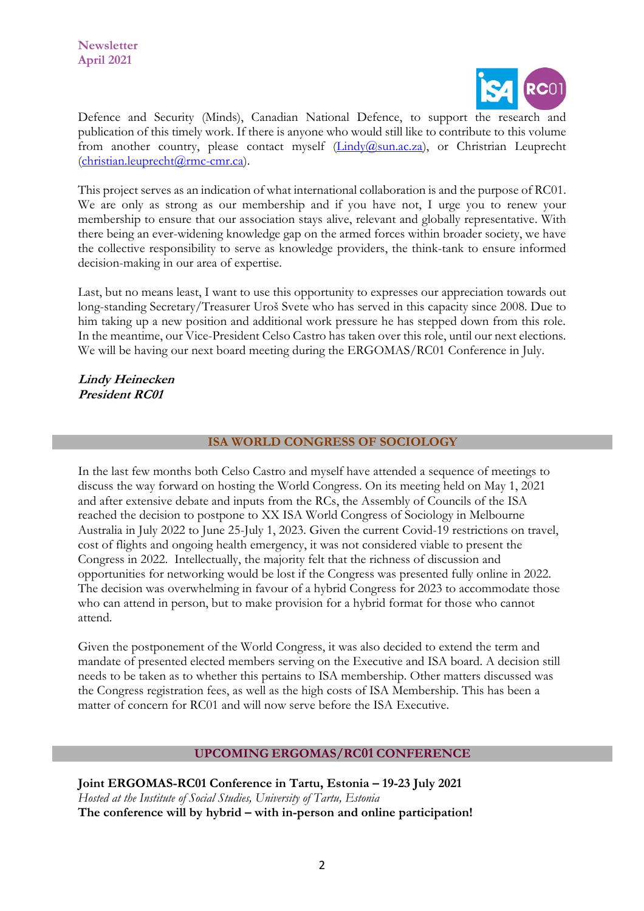Defence and Security (Minds), Canadian National Defence, to support the research and publication of this timely work. If there is anyone who would still like to contribute to this volume from another country, please contact myself (Lindy@sun.ac.za), or Christrian Leuprecht (christian.leuprecht@rmc-cmr.ca).

This project serves as an indication of what international collaboration is and the purpose of RC01. We are only as strong as our membership and if you have not, I urge you to renew your membership to ensure that our association stays alive, relevant and globally representative. With there being an ever-widening knowledge gap on the armed forces within broader society, we have the collective responsibility to serve as knowledge providers, the think-tank to ensure informed decision-making in our area of expertise.

Last, but no means least, I want to use this opportunity to expresses our appreciation towards out long-standing Secretary/Treasurer Uroš Svete who has served in this capacity since 2008. Due to him taking up a new position and additional work pressure he has stepped down from this role. In the meantime, our Vice-President Celso Castro has taken over this role, until our next elections. We will be having our next board meeting during the ERGOMAS/RC01 Conference in July.

***Lindy Heinecken***
***President RC01***

## ISA WORLD CONGRESS OF SOCIOLOGY

In the last few months both Celso Castro and myself have attended a sequence of meetings to discuss the way forward on hosting the World Congress. On its meeting held on May 1, 2021 and after extensive debate and inputs from the RCs, the Assembly of Councils of the ISA reached the decision to postpone to XX ISA World Congress of Sociology in Melbourne Australia in July 2022 to June 25-July 1, 2023. Given the current Covid-19 restrictions on travel, cost of flights and ongoing health emergency, it was not considered viable to present the Congress in 2022. Intellectually, the majority felt that the richness of discussion and opportunities for networking would be lost if the Congress was presented fully online in 2022. The decision was overwhelming in favour of a hybrid Congress for 2023 to accommodate those who can attend in person, but to make provision for a hybrid format for those who cannot attend.

Given the postponement of the World Congress, it was also decided to extend the term and mandate of presented elected members serving on the Executive and ISA board. A decision still needs to be taken as to whether this pertains to ISA membership. Other matters discussed was the Congress registration fees, as well as the high costs of ISA Membership. This has been a matter of concern for RC01 and will now serve before the ISA Executive.

## UPCOMING ERGOMAS/RC01 CONFERENCE

**Joint ERGOMAS-RC01 Conference in Tartu, Estonia – 19-23 July 2021**
*Hosted at the Institute of Social Studies, University of Tartu, Estonia*
**The conference will by hybrid – with in-person and online participation!**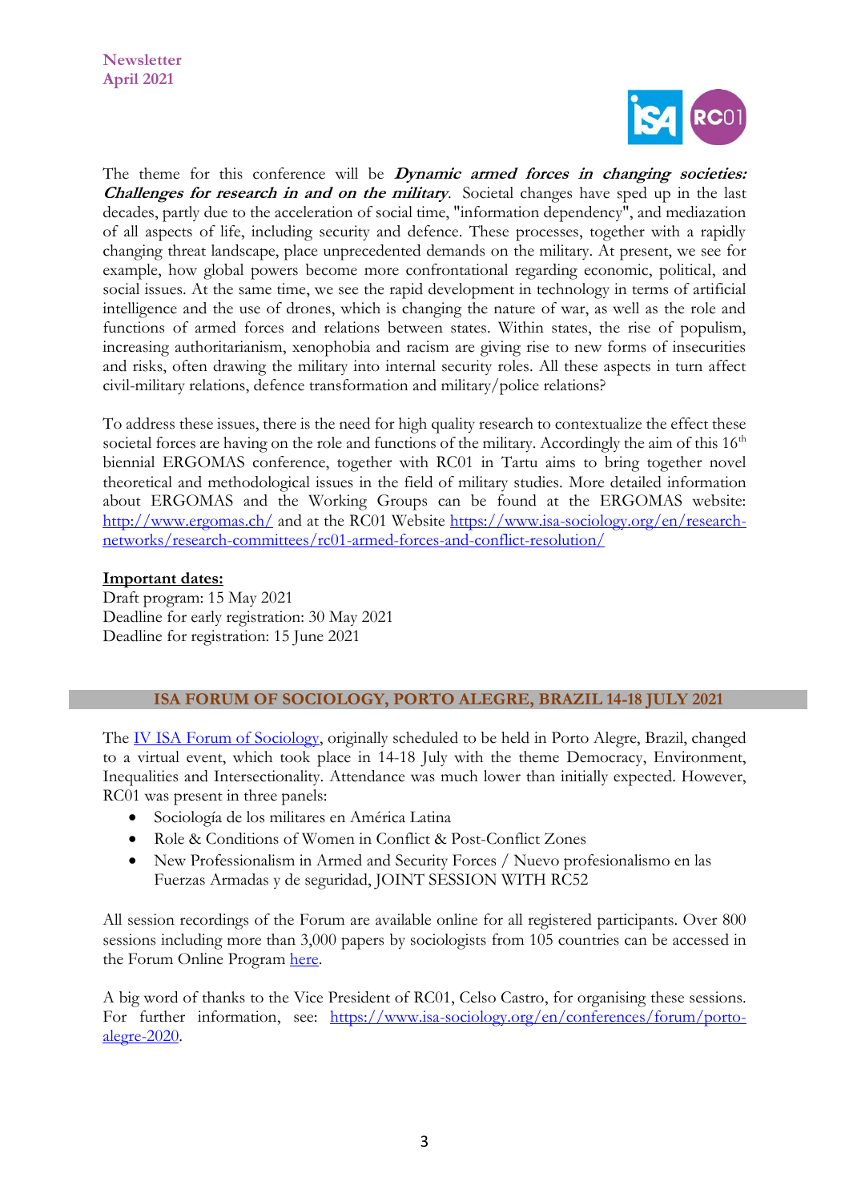The theme for this conference will be ***Dynamic armed forces in changing societies: Challenges for research in and on the military***. Societal changes have sped up in the last decades, partly due to the acceleration of social time, "information dependency", and mediazation of all aspects of life, including security and defence. These processes, together with a rapidly changing threat landscape, place unprecedented demands on the military. At present, we see for example, how global powers become more confrontational regarding economic, political, and social issues. At the same time, we see the rapid development in technology in terms of artificial intelligence and the use of drones, which is changing the nature of war, as well as the role and functions of armed forces and relations between states. Within states, the rise of populism, increasing authoritarianism, xenophobia and racism are giving rise to new forms of insecurities and risks, often drawing the military into internal security roles. All these aspects in turn affect civil-military relations, defence transformation and military/police relations?

To address these issues, there is the need for high quality research to contextualize the effect these societal forces are having on the role and functions of the military. Accordingly the aim of this 16th biennial ERGOMAS conference, together with RC01 in Tartu aims to bring together novel theoretical and methodological issues in the field of military studies. More detailed information about ERGOMAS and the Working Groups can be found at the ERGOMAS website: [http://www.ergomas.ch/](http://www.ergomas.ch/) and at the RC01 Website [https://www.isa-sociology.org/en/research-networks/research-committees/rc01-armed-forces-and-conflict-resolution/](https://www.isa-sociology.org/en/research-networks/research-committees/rc01-armed-forces-and-conflict-resolution/)

**Important dates:**
Draft program: 15 May 2021
Deadline for early registration: 30 May 2021
Deadline for registration: 15 June 2021

## ISA FORUM OF SOCIOLOGY, PORTO ALEGRE, BRAZIL 14-18 JULY 2021

The IV ISA Forum of Sociology, originally scheduled to be held in Porto Alegre, Brazil, changed to a virtual event, which took place in 14-18 July with the theme Democracy, Environment, Inequalities and Intersectionality. Attendance was much lower than initially expected. However, RC01 was present in three panels:

- Sociología de los militares en América Latina
- Role & Conditions of Women in Conflict & Post-Conflict Zones
- New Professionalism in Armed and Security Forces / Nuevo profesionalismo en las Fuerzas Armadas y de seguridad, JOINT SESSION WITH RC52

All session recordings of the Forum are available online for all registered participants. Over 800 sessions including more than 3,000 papers by sociologists from 105 countries can be accessed in the Forum Online Program here.

A big word of thanks to the Vice President of RC01, Celso Castro, for organising these sessions. For further information, see: [https://www.isa-sociology.org/en/conferences/forum/porto-alegre-2020](https://www.isa-sociology.org/en/conferences/forum/porto-alegre-2020).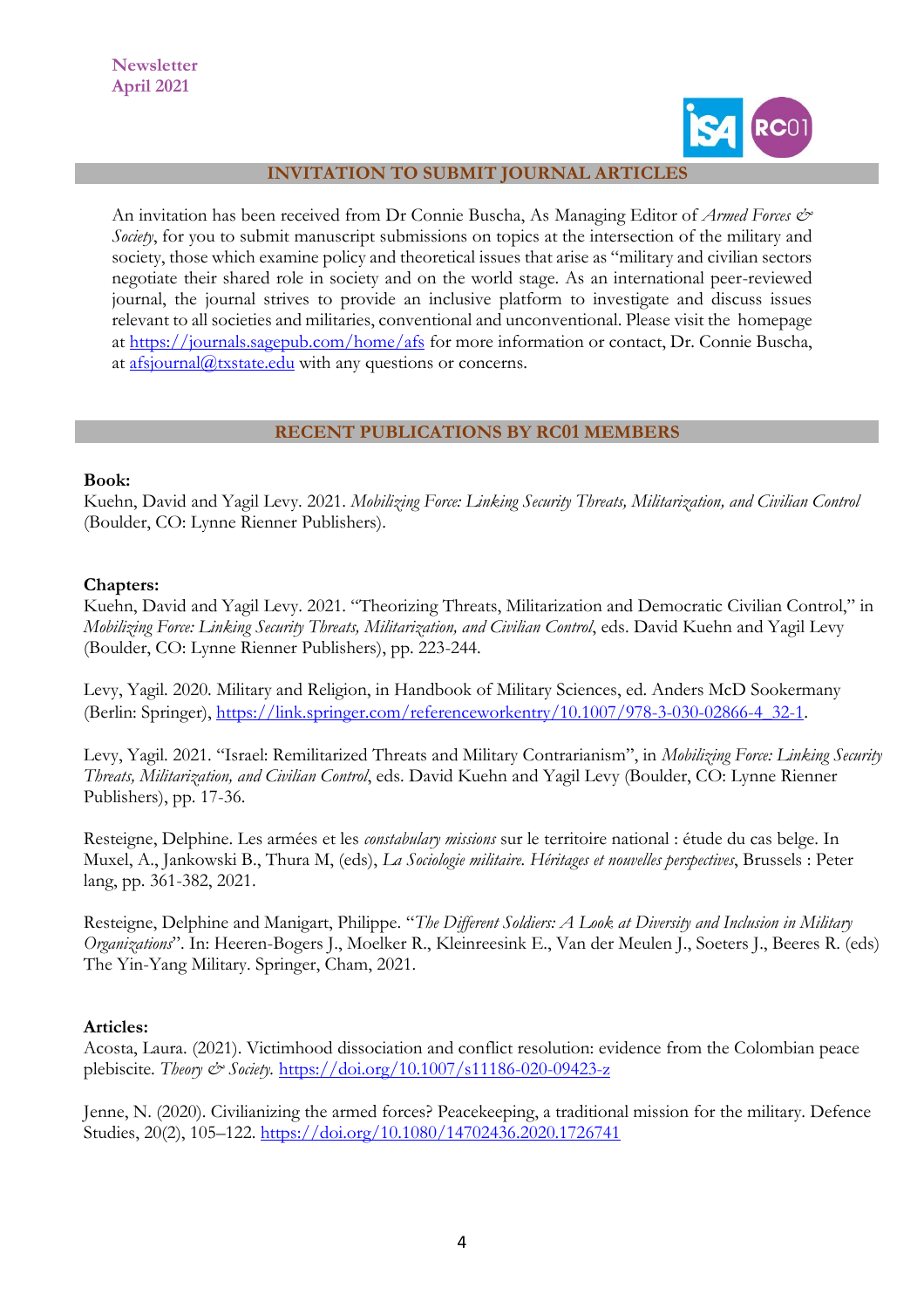## INVITATION TO SUBMIT JOURNAL ARTICLES

An invitation has been received from Dr Connie Buscha, As Managing Editor of *Armed Forces & Society*, for you to submit manuscript submissions on topics at the intersection of the military and society, those which examine policy and theoretical issues that arise as "military and civilian sectors negotiate their shared role in society and on the world stage. As an international peer-reviewed journal, the journal strives to provide an inclusive platform to investigate and discuss issues relevant to all societies and militaries, conventional and unconventional. Please visit the homepage at https://journals.sagepub.com/home/afs for more information or contact, Dr. Connie Buscha, at afsjournal@txstate.edu with any questions or concerns.

## RECENT PUBLICATIONS BY RC01 MEMBERS

**Book:**

Kuehn, David and Yagil Levy. 2021. *Mobilizing Force: Linking Security Threats, Militarization, and Civilian Control* (Boulder, CO: Lynne Rienner Publishers).

**Chapters:**

Kuehn, David and Yagil Levy. 2021. "Theorizing Threats, Militarization and Democratic Civilian Control," in *Mobilizing Force: Linking Security Threats, Militarization, and Civilian Control*, eds. David Kuehn and Yagil Levy (Boulder, CO: Lynne Rienner Publishers), pp. 223-244.

Levy, Yagil. 2020. Military and Religion, in Handbook of Military Sciences, ed. Anders McD Sookermany (Berlin: Springer), https://link.springer.com/referenceworkentry/10.1007/978-3-030-02866-4_32-1.

Levy, Yagil. 2021. "Israel: Remilitarized Threats and Military Contrarianism", in *Mobilizing Force: Linking Security Threats, Militarization, and Civilian Control*, eds. David Kuehn and Yagil Levy (Boulder, CO: Lynne Rienner Publishers), pp. 17-36.

Resteigne, Delphine. Les armées et les *constabulary missions* sur le territoire national : étude du cas belge. In Muxel, A., Jankowski B., Thura M, (eds), *La Sociologie militaire. Héritages et nouvelles perspectives*, Brussels : Peter lang, pp. 361-382, 2021.

Resteigne, Delphine and Manigart, Philippe. "*The Different Soldiers: A Look at Diversity and Inclusion in Military Organizations*". In: Heeren-Bogers J., Moelker R., Kleinreesink E., Van der Meulen J., Soeters J., Beeres R. (eds) The Yin-Yang Military. Springer, Cham, 2021.

**Articles:**

Acosta, Laura. (2021). Victimhood dissociation and conflict resolution: evidence from the Colombian peace plebiscite. *Theory & Society.* https://doi.org/10.1007/s11186-020-09423-z

Jenne, N. (2020). Civilianizing the armed forces? Peacekeeping, a traditional mission for the military. Defence Studies, 20(2), 105–122. https://doi.org/10.1080/14702436.2020.1726741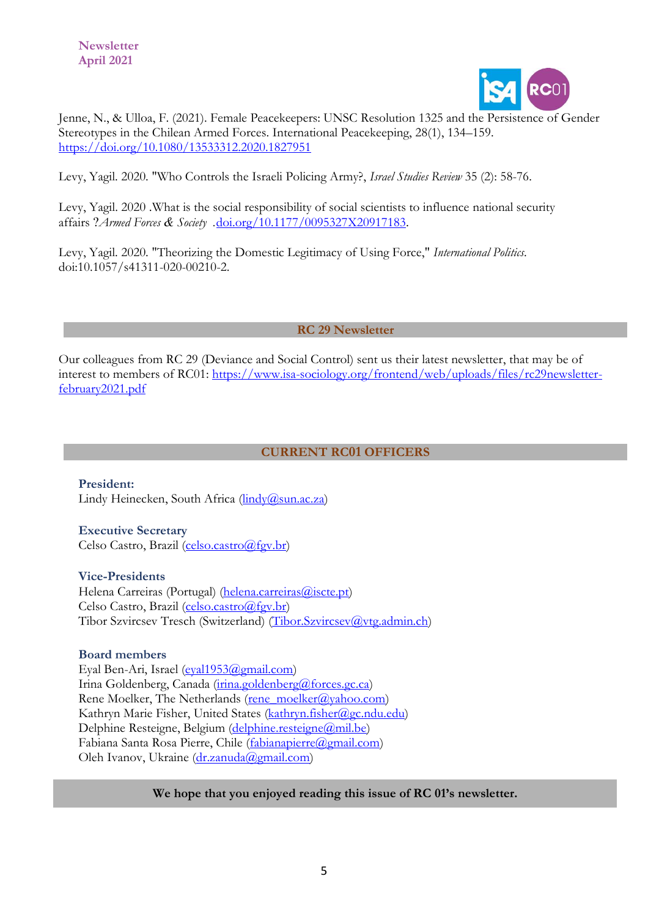Jenne, N., & Ulloa, F. (2021). Female Peacekeepers: UNSC Resolution 1325 and the Persistence of Gender Stereotypes in the Chilean Armed Forces. International Peacekeeping, 28(1), 134–159. https://doi.org/10.1080/13533312.2020.1827951

Levy, Yagil. 2020. "Who Controls the Israeli Policing Army?, *Israel Studies Review* 35 (2): 58-76.

Levy, Yagil. 2020 .What is the social responsibility of social scientists to influence national security affairs ?*Armed Forces & Society* .doi.org/10.1177/0095327X20917183.

Levy, Yagil. 2020. "Theorizing the Domestic Legitimacy of Using Force," *International Politics*. doi:10.1057/s41311-020-00210-2.

## RC 29 Newsletter

Our colleagues from RC 29 (Deviance and Social Control) sent us their latest newsletter, that may be of interest to members of RC01: https://www.isa-sociology.org/frontend/web/uploads/files/rc29newsletter-february2021.pdf

## CURRENT RC01 OFFICERS

**President:**
Lindy Heinecken, South Africa (lindy@sun.ac.za)

**Executive Secretary**
Celso Castro, Brazil (celso.castro@fgv.br)

**Vice-Presidents**
Helena Carreiras (Portugal) (helena.carreiras@iscte.pt)
Celso Castro, Brazil (celso.castro@fgv.br)
Tibor Szvircsev Tresch (Switzerland) (Tibor.Szvircsev@vtg.admin.ch)

**Board members**
Eyal Ben-Ari, Israel (eyal1953@gmail.com)
Irina Goldenberg, Canada (irina.goldenberg@forces.gc.ca)
Rene Moelker, The Netherlands (rene_moelker@yahoo.com)
Kathryn Marie Fisher, United States (kathryn.fisher@gc.ndu.edu)
Delphine Resteigne, Belgium (delphine.resteigne@mil.be)
Fabiana Santa Rosa Pierre, Chile (fabianapierre@gmail.com)
Oleh Ivanov, Ukraine (dr.zanuda@gmail.com)

**We hope that you enjoyed reading this issue of RC 01's newsletter.**